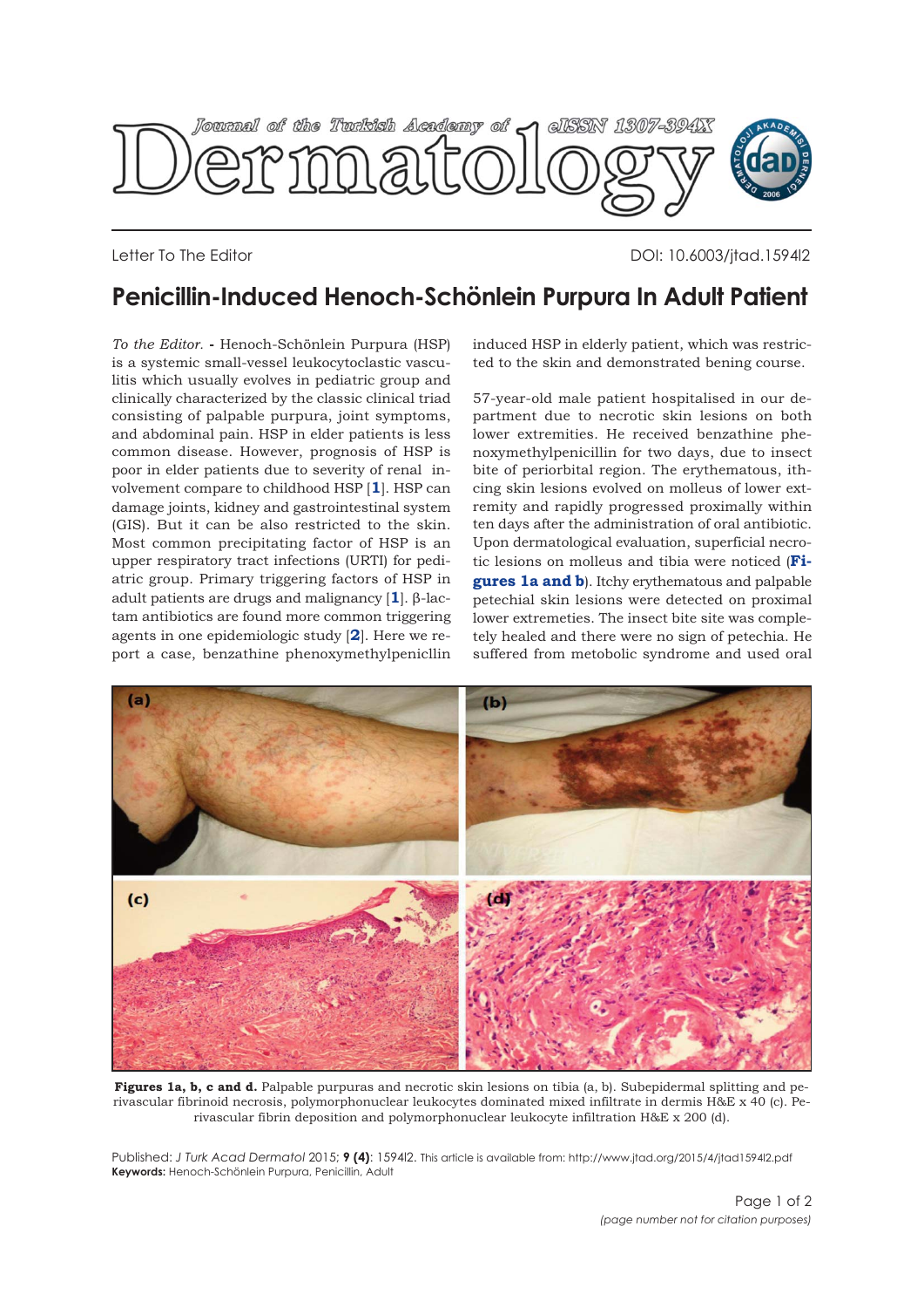Letter To The Editor

DOI: 10.6003/jtad.1594l2

# Penicillin-Induced Henoch-Schönlein Purpura In Adult Patient

*To the Editor.* - Henoch-Schönlein Purpura (HSP) is a systemic small-vessel leukocytoclastic vasculitis which usually evolves in pediatric group and clinically characterized by the classic clinical triad consisting of palpable purpura, joint symptoms, and abdominal pain. HSP in elder patients is less common disease. However, prognosis of HSP is poor in elder patients due to severity of renal involvement compare to childhood HSP [1]. HSP can damage joints, kidney and gastrointestinal system (GIS). But it can be also restricted to the skin. Most common precipitating factor of HSP is an upper respiratory tract infections (URTI) for pediatric group. Primary triggering factors of HSP in adult patients are drugs and malignancy [1]. β-lactam antibiotics are found more common triggering agents in one epidemiologic study [2]. Here we report a case, benzathine phenoxymethylpeniclllin induced HSP in elderly patient, which was restricted to the skin and demonstrated bening course.

57-year-old male patient hospitalised in our department due to necrotic skin lesions on both lower extremities. He received benzathine phenoxymethylpenicillin for two days, due to insect bite of periorbital region. The erythematous, ithcing skin lesions evolved on molleus of lower extremity and rapidly progressed proximally within ten days after the administration of oral antibiotic. Upon dermatological evaluation, superficial necrotic lesions on molleus and tibia were noticed (**Figures 1a and b**). Itchy erythematous and palpable petechial skin lesions were detected on proximal lower extremeties. The insect bite site was completely healed and there were no sign of petechia. He suffered from metobolic syndrome and used oral

**Figures 1a, b, c and d.** Palpable purpuras and necrotic skin lesions on tibia (a, b). Subepidermal splitting and perivascular fibrinoid necrosis, polymorphonuclear leukocytes dominated mixed infiltrate in dermis H&E x 40 (c). Perivascular fibrin deposition and polymorphonuclear leukocyte infiltration H&E x 200 (d).

Published: *J Turk Acad Dermatol* 2015; **9 (4)**: 1594l2. This article is available from: http://www.jtad.org/2015/4/jtad1594l2.pdf
**Keywords:** Henoch-Schönlein Purpura, Penicillin, Adult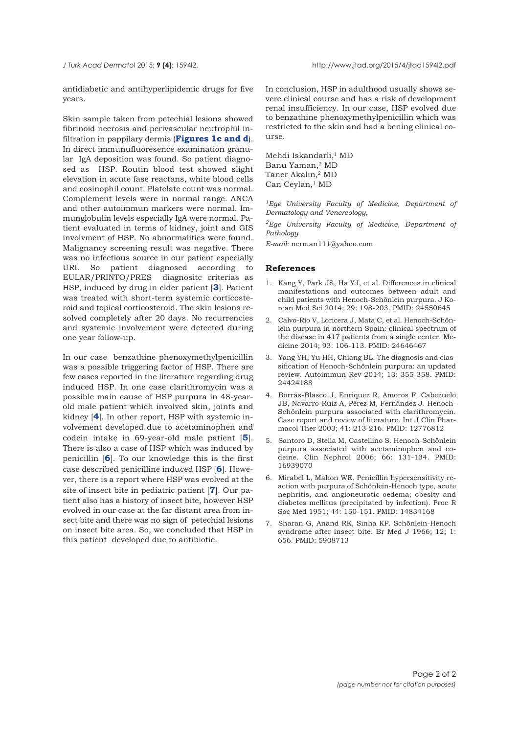antidiabetic and antihyperlipidemic drugs for five years.

Skin sample taken from petechial lesions showed fibrinoid necrosis and perivascular neutrophil infiltration in pappilary dermis (**Figures 1c and d**). In direct immunufluoresence examination granular IgA deposition was found. So patient diagnosed as HSP. Routin blood test showed slight elevation in acute fase reactans, white blood cells and eosinophil count. Platelate count was normal. Complement levels were in normal range. ANCA and other autoimmun markers were normal. Immunglobulin levels especially IgA were normal. Patient evaluated in terms of kidney, joint and GIS involvment of HSP. No abnormalities were found. Malignancy screening result was negative. There was no infectious source in our patient especially URI. So patient diagnosed according to EULAR/PRINTO/PRES diagnositc criterias as HSP, induced by drug in elder patient [**3**]. Patient was treated with short-term systemic corticosteroid and topical corticosteroid. The skin lesions resolved completely after 20 days. No recurrencies and systemic involvement were detected during one year follow-up.

In our case benzathine phenoxymethylpenicillin was a possible triggering factor of HSP. There are few cases reported in the literature regarding drug induced HSP. In one case clarithromycin was a possible main cause of HSP purpura in 48-year-old male patient which involved skin, joints and kidney [**4**]. In other report, HSP with systemic involvement developed due to acetaminophen and codein intake in 69-year-old male patient [**5**]. There is also a case of HSP which was induced by penicillin [**6**]. To our knowledge this is the first case described penicilline induced HSP [**6**]. However, there is a report where HSP was evolved at the site of insect bite in pediatric patient [**7**]. Our patient also has a history of insect bite, however HSP evolved in our case at the far distant area from insect bite and there was no sign of petechial lesions on insect bite area. So, we concluded that HSP in this patient developed due to antibiotic.

In conclusion, HSP in adulthood usually shows severe clinical course and has a risk of development renal insufficiency. In our case, HSP evolved due to benzathine phenoxymethylpenicillin which was restricted to the skin and had a bening clinical course.

Mehdi Iskandarli,[1] MD
Banu Yaman,[2] MD
Taner Akalın,[2] MD
Can Ceylan,[1] MD

*[1]Ege University Faculty of Medicine, Department of Dermatology and Venereology,*

*[2]Ege University Faculty of Medicine, Department of Pathology*

*E-mail:* nerman111@yahoo.com

## References

1. Kang Y, Park JS, Ha YJ, et al. Differences in clinical manifestations and outcomes between adult and child patients with Henoch-Schönlein purpura. J Korean Med Sci 2014; 29: 198-203. PMID: 24550645
2. Calvo-Río V, Loricera J, Mata C, et al. Henoch-Schönlein purpura in northern Spain: clinical spectrum of the disease in 417 patients from a single center. Medicine 2014; 93: 106-113. PMID: 24646467
3. Yang YH, Yu HH, Chiang BL. The diagnosis and classification of Henoch-Schönlein purpura: an updated review. Autoimmun Rev 2014; 13: 355-358. PMID: 24424188
4. Borrás-Blasco J, Enriquez R, Amoros F, Cabezuelo JB, Navarro-Ruiz A, Pérez M, Fernández J. Henoch-Schönlein purpura associated with clarithromycin. Case report and review of literature. Int J Clin Pharmacol Ther 2003; 41: 213-216. PMID: 12776812
5. Santoro D, Stella M, Castellino S. Henoch-Schönlein purpura associated with acetaminophen and codeine. Clin Nephrol 2006; 66: 131-134. PMID: 16939070
6. Mirabel L, Mahon WE. Penicillin hypersensitivity reaction with purpura of Schönlein-Henoch type, acute nephritis, and angioneurotic oedema; obesity and diabetes mellitus (precipitated by infection). Proc R Soc Med 1951; 44: 150-151. PMID: 14834168
7. Sharan G, Anand RK, Sinha KP. Schönlein-Henoch syndrome after insect bite. Br Med J 1966; 12; 1: 656. PMID: 5908713